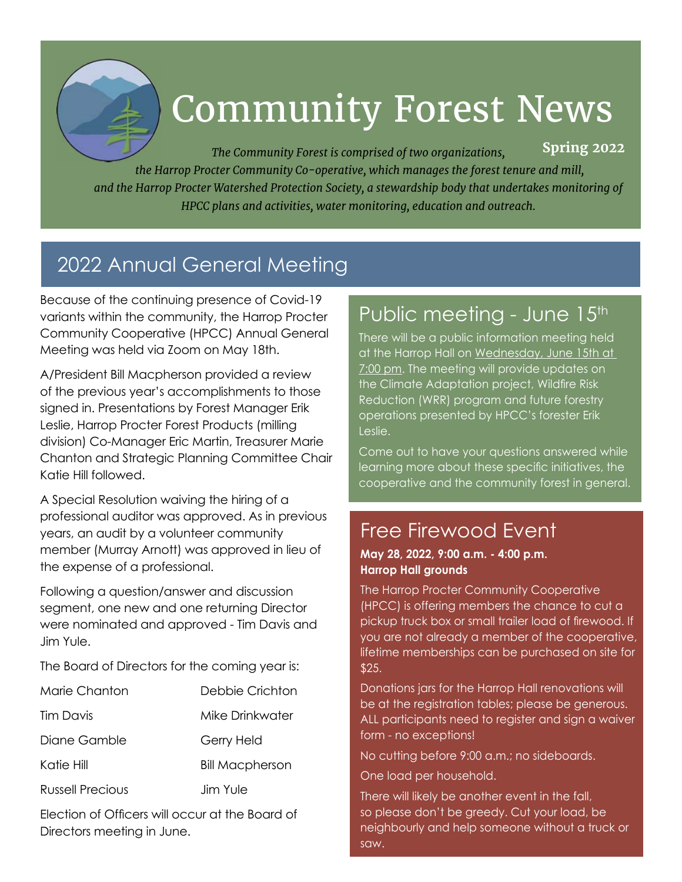# Community Forest News

**Spring 2022**

*The Community Forest is comprised of two organizations, the Harrop Procter Community Co-operative, which manages the forest tenure and mill, and the Harrop Procter Watershed Protection Society, a stewardship body that undertakes monitoring of HPCC plans and activities, water monitoring, education and outreach.*

## 2022 Annual General Meeting

Because of the continuing presence of Covid-19 variants within the community, the Harrop Procter Community Cooperative (HPCC) Annual General Meeting was held via Zoom on May 18th.

A/President Bill Macpherson provided a review of the previous year's accomplishments to those signed in. Presentations by Forest Manager Erik Leslie, Harrop Procter Forest Products (milling division) Co-Manager Eric Martin, Treasurer Marie Chanton and Strategic Planning Committee Chair Katie Hill followed.

A Special Resolution waiving the hiring of a professional auditor was approved. As in previous years, an audit by a volunteer community member (Murray Arnott) was approved in lieu of the expense of a professional.

Following a question/answer and discussion segment, one new and one returning Director were nominated and approved - Tim Davis and Jim Yule.

The Board of Directors for the coming year is:

| | |
|---|---|
| Marie Chanton | Debbie Crichton |
| Tim Davis | Mike Drinkwater |
| Diane Gamble | Gerry Held |
| Katie Hill | Bill Macpherson |
| Russell Precious | Jim Yule |

Election of Officers will occur at the Board of Directors meeting in June.

## Public meeting - June 15th

There will be a public information meeting held at the Harrop Hall on Wednesday, June 15th at 7:00 pm. The meeting will provide updates on the Climate Adaptation project, Wildfire Risk Reduction (WRR) program and future forestry operations presented by HPCC's forester Erik Leslie.

Come out to have your questions answered while learning more about these specific initiatives, the cooperative and the community forest in general.

## Free Firewood Event

**May 28, 2022, 9:00 a.m. - 4:00 p.m.**
**Harrop Hall grounds**

The Harrop Procter Community Cooperative (HPCC) is offering members the chance to cut a pickup truck box or small trailer load of firewood. If you are not already a member of the cooperative, lifetime memberships can be purchased on site for $25.

Donations jars for the Harrop Hall renovations will be at the registration tables; please be generous. ALL participants need to register and sign a waiver form - no exceptions!

No cutting before 9:00 a.m.; no sideboards.

One load per household.

There will likely be another event in the fall, so please don't be greedy. Cut your load, be neighbourly and help someone without a truck or saw.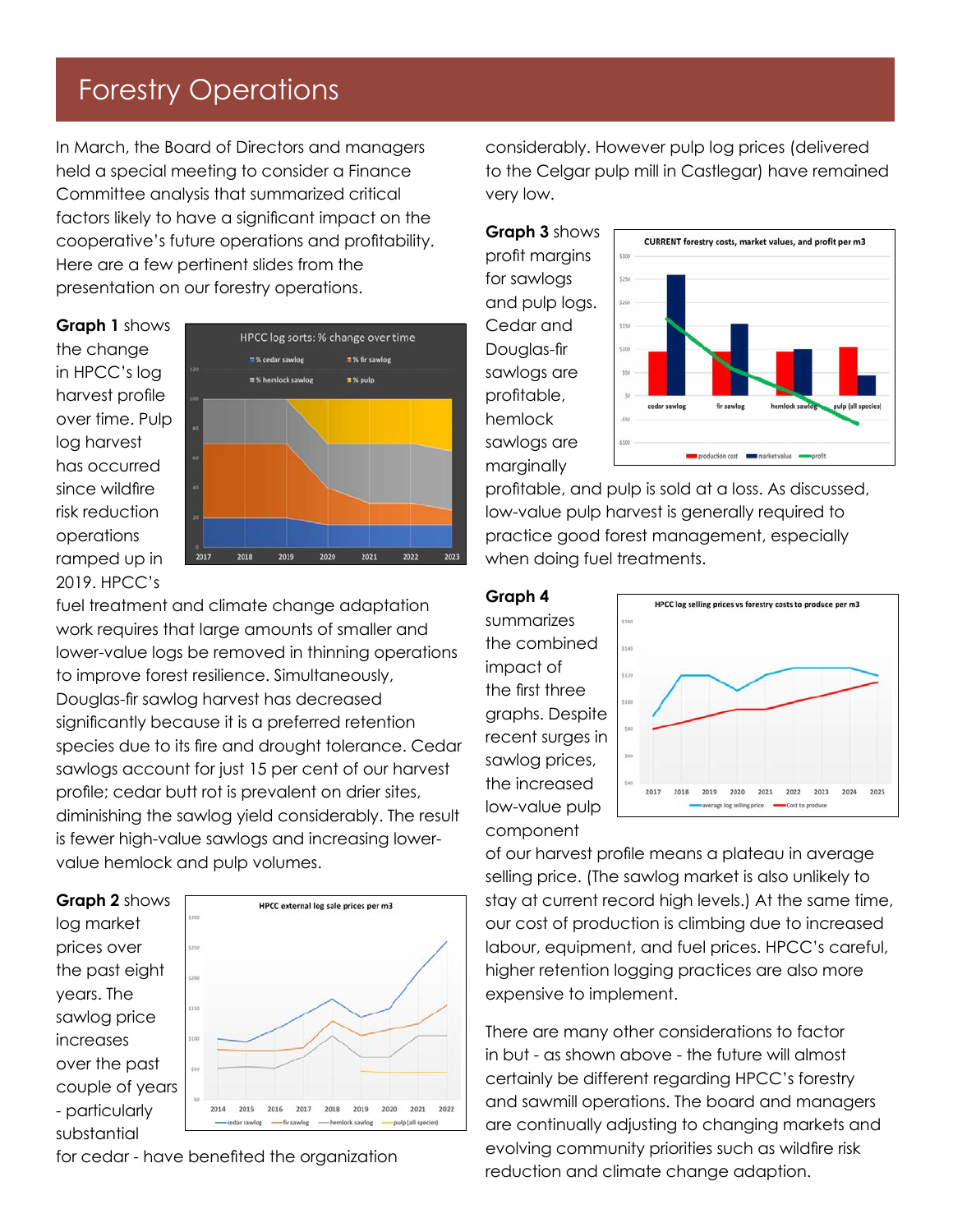# Forestry Operations

In March, the Board of Directors and managers held a special meeting to consider a Finance Committee analysis that summarized critical factors likely to have a significant impact on the cooperative's future operations and profitability. Here are a few pertinent slides from the presentation on our forestry operations.

**Graph 1** shows the change in HPCC's log harvest profile over time. Pulp log harvest has occurred since wildfire risk reduction operations ramped up in 2019. HPCC's fuel treatment and climate change adaptation work requires that large amounts of smaller and lower-value logs be removed in thinning operations to improve forest resilience. Simultaneously, Douglas-fir sawlog harvest has decreased significantly because it is a preferred retention species due to its fire and drought tolerance. Cedar sawlogs account for just 15 per cent of our harvest profile; cedar butt rot is prevalent on drier sites, diminishing the sawlog yield considerably. The result is fewer high-value sawlogs and increasing lower-value hemlock and pulp volumes.

**Graph 2** shows log market prices over the past eight years. The sawlog price increases over the past couple of years - particularly substantial for cedar - have benefited the organization considerably. However pulp log prices (delivered to the Celgar pulp mill in Castlegar) have remained very low.

**Graph 3** shows profit margins for sawlogs and pulp logs. Cedar and Douglas-fir sawlogs are profitable, hemlock sawlogs are marginally profitable, and pulp is sold at a loss. As discussed, low-value pulp harvest is generally required to practice good forest management, especially when doing fuel treatments.

**Graph 4** summarizes the combined impact of the first three graphs. Despite recent surges in sawlog prices, the increased low-value pulp component of our harvest profile means a plateau in average selling price. (The sawlog market is also unlikely to stay at current record high levels.) At the same time, our cost of production is climbing due to increased labour, equipment, and fuel prices. HPCC's careful, higher retention logging practices are also more expensive to implement.

There are many other considerations to factor in but - as shown above - the future will almost certainly be different regarding HPCC's forestry and sawmill operations. The board and managers are continually adjusting to changing markets and evolving community priorities such as wildfire risk reduction and climate change adaption.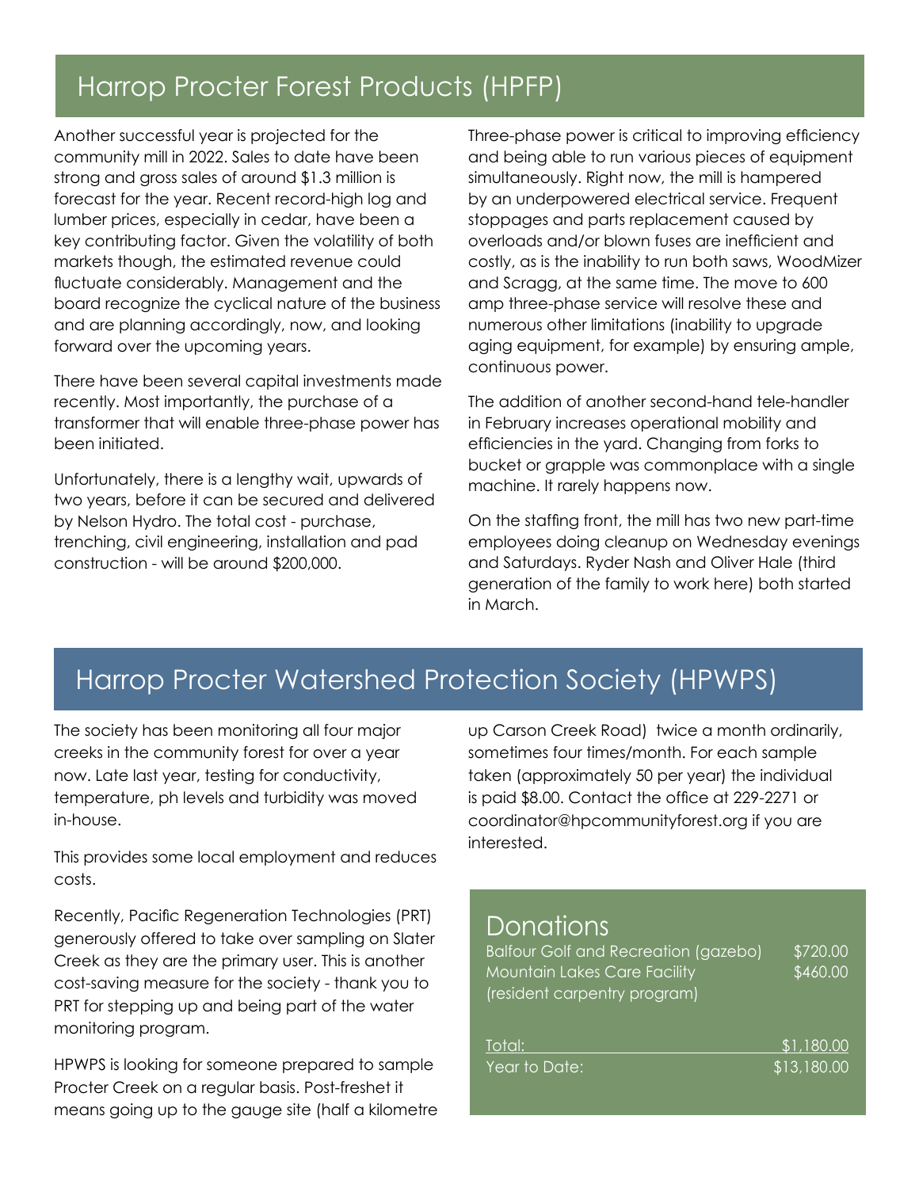## Harrop Procter Forest Products (HPFP)

Another successful year is projected for the community mill in 2022. Sales to date have been strong and gross sales of around $1.3 million is forecast for the year. Recent record-high log and lumber prices, especially in cedar, have been a key contributing factor. Given the volatility of both markets though, the estimated revenue could fluctuate considerably. Management and the board recognize the cyclical nature of the business and are planning accordingly, now, and looking forward over the upcoming years.

There have been several capital investments made recently. Most importantly, the purchase of a transformer that will enable three-phase power has been initiated.

Unfortunately, there is a lengthy wait, upwards of two years, before it can be secured and delivered by Nelson Hydro. The total cost - purchase, trenching, civil engineering, installation and pad construction - will be around $200,000.

Three-phase power is critical to improving efficiency and being able to run various pieces of equipment simultaneously. Right now, the mill is hampered by an underpowered electrical service. Frequent stoppages and parts replacement caused by overloads and/or blown fuses are inefficient and costly, as is the inability to run both saws, WoodMizer and Scragg, at the same time. The move to 600 amp three-phase service will resolve these and numerous other limitations (inability to upgrade aging equipment, for example) by ensuring ample, continuous power.

The addition of another second-hand tele-handler in February increases operational mobility and efficiencies in the yard. Changing from forks to bucket or grapple was commonplace with a single machine. It rarely happens now.

On the staffing front, the mill has two new part-time employees doing cleanup on Wednesday evenings and Saturdays. Ryder Nash and Oliver Hale (third generation of the family to work here) both started in March.

## Harrop Procter Watershed Protection Society (HPWPS)

The society has been monitoring all four major creeks in the community forest for over a year now. Late last year, testing for conductivity, temperature, ph levels and turbidity was moved in-house.

This provides some local employment and reduces costs.

Recently, Pacific Regeneration Technologies (PRT) generously offered to take over sampling on Slater Creek as they are the primary user. This is another cost-saving measure for the society - thank you to PRT for stepping up and being part of the water monitoring program.

HPWPS is looking for someone prepared to sample Procter Creek on a regular basis. Post-freshet it means going up to the gauge site (half a kilometre up Carson Creek Road) twice a month ordinarily, sometimes four times/month. For each sample taken (approximately 50 per year) the individual is paid $8.00. Contact the office at 229-2271 or coordinator@hpcommunityforest.org if you are interested.

### Donations

| | |
|---|---|
| Balfour Golf and Recreation (gazebo) | $720.00 |
| Mountain Lakes Care Facility (resident carpentry program) | $460.00 |
| Total: | $1,180.00 |
| Year to Date: | $13,180.00 |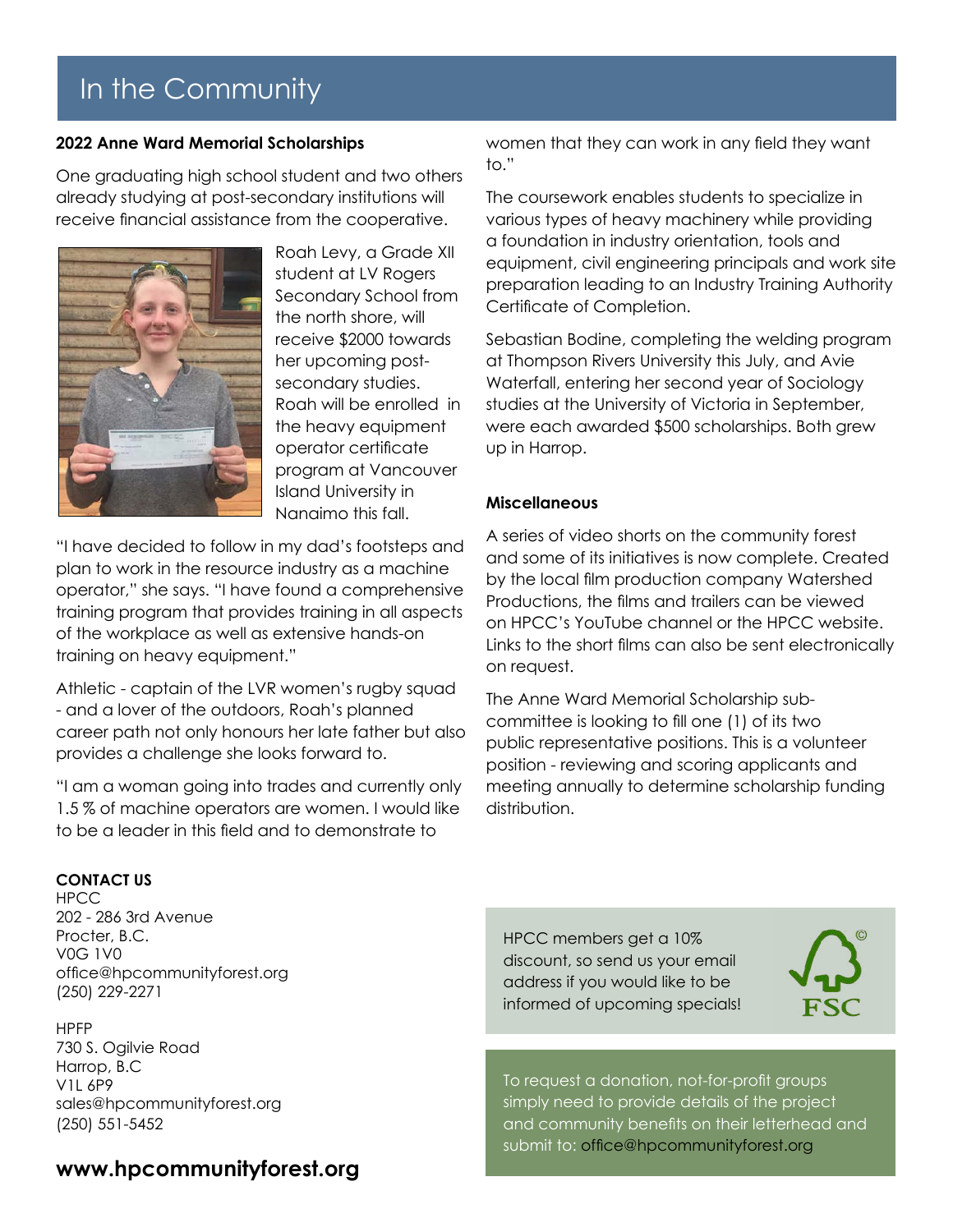# In the Community

**2022 Anne Ward Memorial Scholarships**

One graduating high school student and two others already studying at post-secondary institutions will receive financial assistance from the cooperative.

Roah Levy, a Grade XII student at LV Rogers Secondary School from the north shore, will receive $2000 towards her upcoming post-secondary studies. Roah will be enrolled in the heavy equipment operator certificate program at Vancouver Island University in Nanaimo this fall.

"I have decided to follow in my dad's footsteps and plan to work in the resource industry as a machine operator," she says. "I have found a comprehensive training program that provides training in all aspects of the workplace as well as extensive hands-on training on heavy equipment."

Athletic - captain of the LVR women's rugby squad - and a lover of the outdoors, Roah's planned career path not only honours her late father but also provides a challenge she looks forward to.

"I am a woman going into trades and currently only 1.5 % of machine operators are women. I would like to be a leader in this field and to demonstrate to women that they can work in any field they want to."

The coursework enables students to specialize in various types of heavy machinery while providing a foundation in industry orientation, tools and equipment, civil engineering principals and work site preparation leading to an Industry Training Authority Certificate of Completion.

Sebastian Bodine, completing the welding program at Thompson Rivers University this July, and Avie Waterfall, entering her second year of Sociology studies at the University of Victoria in September, were each awarded $500 scholarships. Both grew up in Harrop.

**Miscellaneous**

A series of video shorts on the community forest and some of its initiatives is now complete. Created by the local film production company Watershed Productions, the films and trailers can be viewed on HPCC's YouTube channel or the HPCC website. Links to the short films can also be sent electronically on request.

The Anne Ward Memorial Scholarship sub-committee is looking to fill one (1) of its two public representative positions. This is a volunteer position - reviewing and scoring applicants and meeting annually to determine scholarship funding distribution.

**CONTACT US**

HPCC
202 - 286 3rd Avenue
Procter, B.C.
V0G 1V0
office@hpcommunityforest.org
(250) 229-2271

HPFP
730 S. Ogilvie Road
Harrop, B.C
V1L 6P9
sales@hpcommunityforest.org
(250) 551-5452

**www.hpcommunityforest.org**

HPCC members get a 10% discount, so send us your email address if you would like to be informed of upcoming specials!

FSC

To request a donation, not-for-profit groups simply need to provide details of the project and community benefits on their letterhead and submit to: office@hpcommunityforest.org